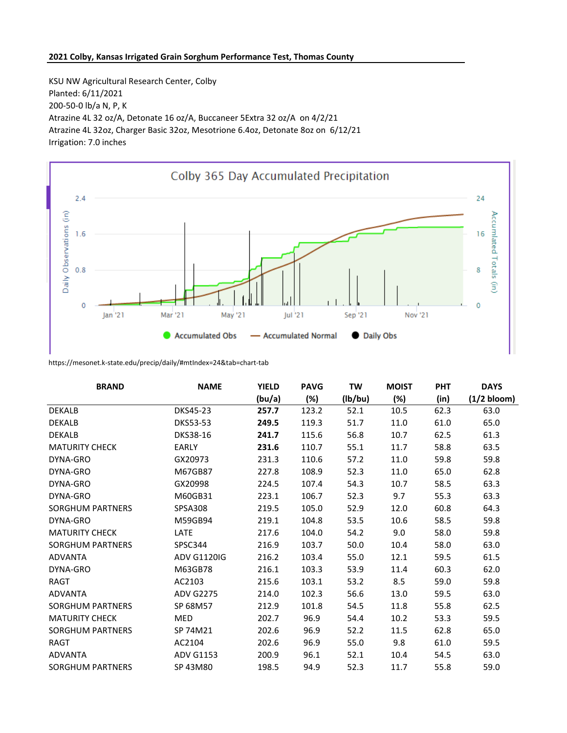**2021 Colby, Kansas Irrigated Grain Sorghum Performance Test, Thomas County**

KSU NW Agricultural Research Center, Colby
Planted: 6/11/2021
200-50-0 lb/a N, P, K
Atrazine 4L 32 oz/A, Detonate 16 oz/A, Buccaneer 5Extra 32 oz/A on 4/2/21
Atrazine 4L 32oz, Charger Basic 32oz, Mesotrione 6.4oz, Detonate 8oz on 6/12/21
Irrigation: 7.0 inches

Colby 365 Day Accumulated Precipitation

https://mesonet.k-state.edu/precip/daily/#mtIndex=24&tab=chart-tab

| BRAND | NAME | YIELD (bu/a) | PAVG (%) | TW (lb/bu) | MOIST (%) | PHT (in) | DAYS (1/2 bloom) |
|---|---|---|---|---|---|---|---|
| DEKALB | DKS45-23 | **257.7** | 123.2 | 52.1 | 10.5 | 62.3 | 63.0 |
| DEKALB | DKS53-53 | **249.5** | 119.3 | 51.7 | 11.0 | 61.0 | 65.0 |
| DEKALB | DKS38-16 | **241.7** | 115.6 | 56.8 | 10.7 | 62.5 | 61.3 |
| MATURITY CHECK | EARLY | **231.6** | 110.7 | 55.1 | 11.7 | 58.8 | 63.5 |
| DYNA-GRO | GX20973 | 231.3 | 110.6 | 57.2 | 11.0 | 59.8 | 59.8 |
| DYNA-GRO | M67GB87 | 227.8 | 108.9 | 52.3 | 11.0 | 65.0 | 62.8 |
| DYNA-GRO | GX20998 | 224.5 | 107.4 | 54.3 | 10.7 | 58.5 | 63.3 |
| DYNA-GRO | M60GB31 | 223.1 | 106.7 | 52.3 | 9.7 | 55.3 | 63.3 |
| SORGHUM PARTNERS | SPSA308 | 219.5 | 105.0 | 52.9 | 12.0 | 60.8 | 64.3 |
| DYNA-GRO | M59GB94 | 219.1 | 104.8 | 53.5 | 10.6 | 58.5 | 59.8 |
| MATURITY CHECK | LATE | 217.6 | 104.0 | 54.2 | 9.0 | 58.0 | 59.8 |
| SORGHUM PARTNERS | SPSC344 | 216.9 | 103.7 | 50.0 | 10.4 | 58.0 | 63.0 |
| ADVANTA | ADV G1120IG | 216.2 | 103.4 | 55.0 | 12.1 | 59.5 | 61.5 |
| DYNA-GRO | M63GB78 | 216.1 | 103.3 | 53.9 | 11.4 | 60.3 | 62.0 |
| RAGT | AC2103 | 215.6 | 103.1 | 53.2 | 8.5 | 59.0 | 59.8 |
| ADVANTA | ADV G2275 | 214.0 | 102.3 | 56.6 | 13.0 | 59.5 | 63.0 |
| SORGHUM PARTNERS | SP 68M57 | 212.9 | 101.8 | 54.5 | 11.8 | 55.8 | 62.5 |
| MATURITY CHECK | MED | 202.7 | 96.9 | 54.4 | 10.2 | 53.3 | 59.5 |
| SORGHUM PARTNERS | SP 74M21 | 202.6 | 96.9 | 52.2 | 11.5 | 62.8 | 65.0 |
| RAGT | AC2104 | 202.6 | 96.9 | 55.0 | 9.8 | 61.0 | 59.5 |
| ADVANTA | ADV G1153 | 200.9 | 96.1 | 52.1 | 10.4 | 54.5 | 63.0 |
| SORGHUM PARTNERS | SP 43M80 | 198.5 | 94.9 | 52.3 | 11.7 | 55.8 | 59.0 |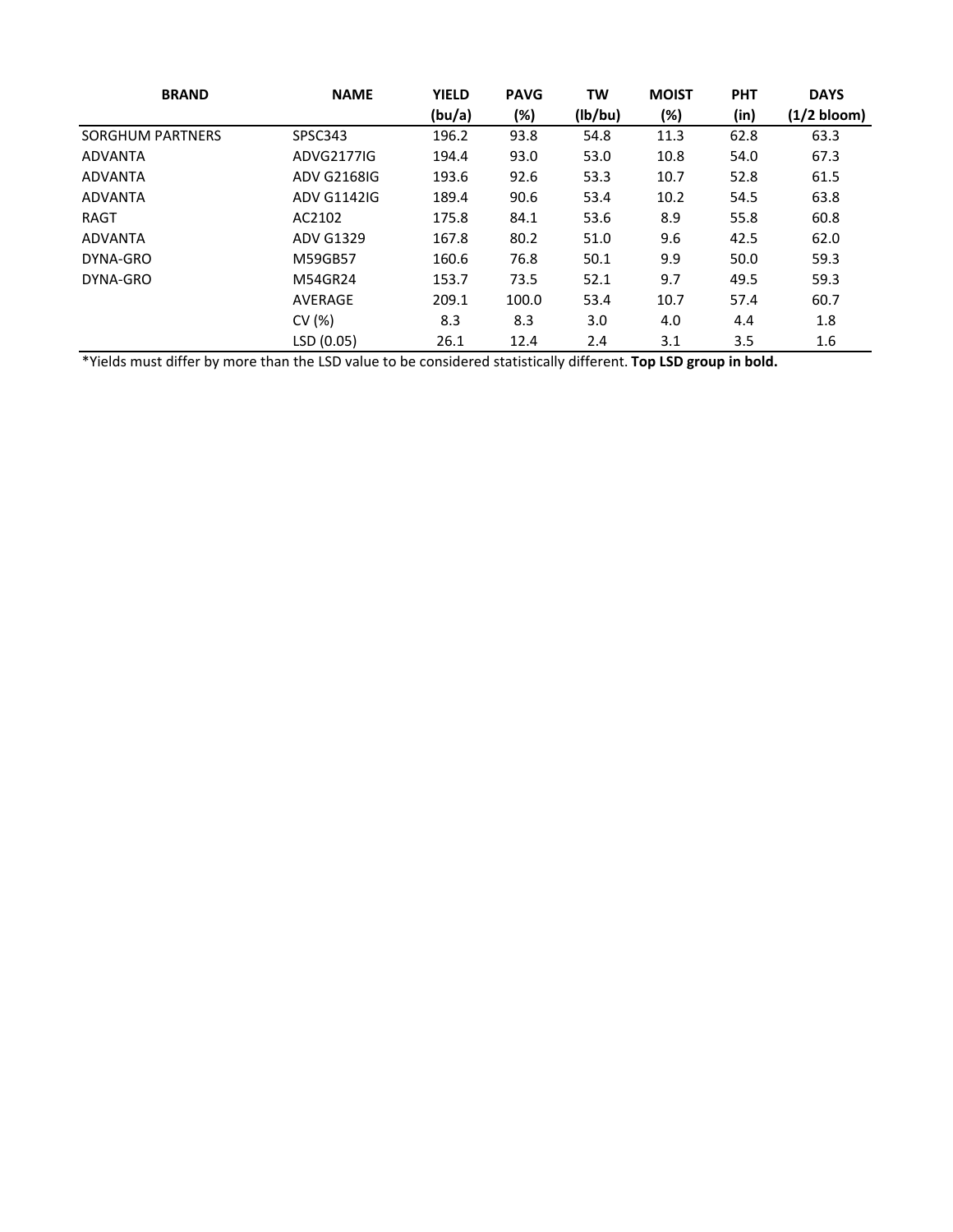| BRAND | NAME | YIELD (bu/a) | PAVG (%) | TW (lb/bu) | MOIST (%) | PHT (in) | DAYS (1/2 bloom) |
|---|---|---|---|---|---|---|---|
| SORGHUM PARTNERS | SPSC343 | 196.2 | 93.8 | 54.8 | 11.3 | 62.8 | 63.3 |
| ADVANTA | ADVG2177IG | 194.4 | 93.0 | 53.0 | 10.8 | 54.0 | 67.3 |
| ADVANTA | ADV G2168IG | 193.6 | 92.6 | 53.3 | 10.7 | 52.8 | 61.5 |
| ADVANTA | ADV G1142IG | 189.4 | 90.6 | 53.4 | 10.2 | 54.5 | 63.8 |
| RAGT | AC2102 | 175.8 | 84.1 | 53.6 | 8.9 | 55.8 | 60.8 |
| ADVANTA | ADV G1329 | 167.8 | 80.2 | 51.0 | 9.6 | 42.5 | 62.0 |
| DYNA-GRO | M59GB57 | 160.6 | 76.8 | 50.1 | 9.9 | 50.0 | 59.3 |
| DYNA-GRO | M54GR24 | 153.7 | 73.5 | 52.1 | 9.7 | 49.5 | 59.3 |
| | AVERAGE | 209.1 | 100.0 | 53.4 | 10.7 | 57.4 | 60.7 |
| | CV (%) | 8.3 | 8.3 | 3.0 | 4.0 | 4.4 | 1.8 |
| | LSD (0.05) | 26.1 | 12.4 | 2.4 | 3.1 | 3.5 | 1.6 |

*Yields must differ by more than the LSD value to be considered statistically different. **Top LSD group in bold.**